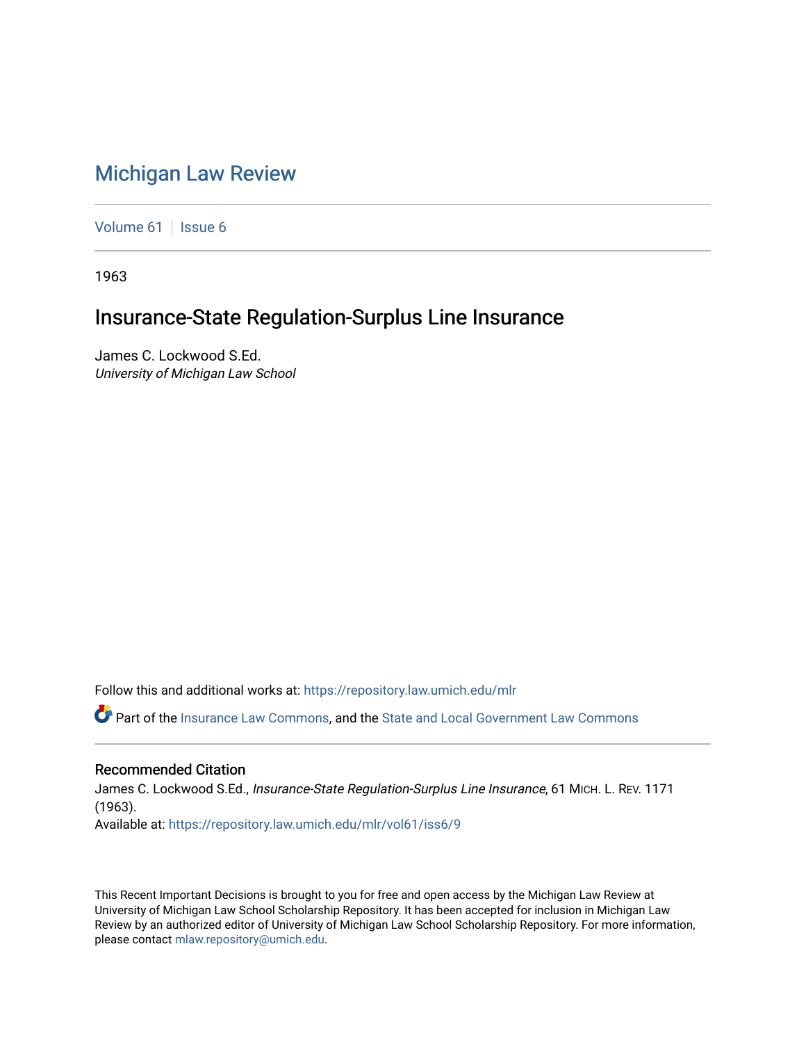# Michigan Law Review

Volume 61 | Issue 6

1963

## Insurance-State Regulation-Surplus Line Insurance

James C. Lockwood S.Ed.
*University of Michigan Law School*

Follow this and additional works at: https://repository.law.umich.edu/mlr

Part of the Insurance Law Commons, and the State and Local Government Law Commons

### Recommended Citation

James C. Lockwood S.Ed., *Insurance-State Regulation-Surplus Line Insurance*, 61 MICH. L. REV. 1171 (1963).
Available at: https://repository.law.umich.edu/mlr/vol61/iss6/9

This Recent Important Decisions is brought to you for free and open access by the Michigan Law Review at University of Michigan Law School Scholarship Repository. It has been accepted for inclusion in Michigan Law Review by an authorized editor of University of Michigan Law School Scholarship Repository. For more information, please contact mlaw.repository@umich.edu.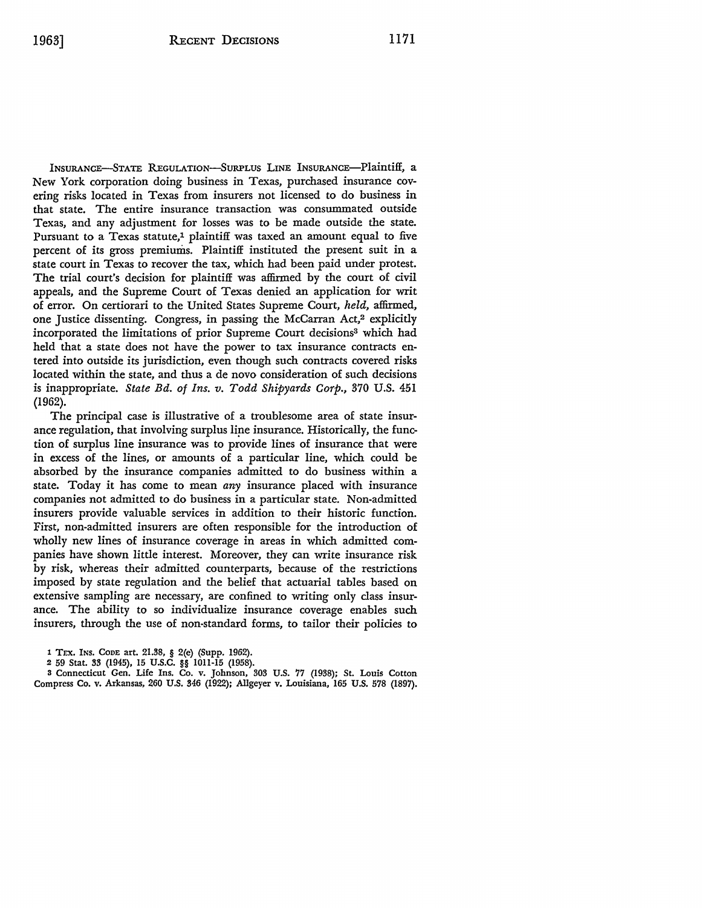INSURANCE—STATE REGULATION—SURPLUS LINE INSURANCE—Plaintiff, a New York corporation doing business in Texas, purchased insurance covering risks located in Texas from insurers not licensed to do business in that state. The entire insurance transaction was consummated outside Texas, and any adjustment for losses was to be made outside the state. Pursuant to a Texas statute,[1] plaintiff was taxed an amount equal to five percent of its gross premiums. Plaintiff instituted the present suit in a state court in Texas to recover the tax, which had been paid under protest. The trial court's decision for plaintiff was affirmed by the court of civil appeals, and the Supreme Court of Texas denied an application for writ of error. On certiorari to the United States Supreme Court, *held*, affirmed, one Justice dissenting. Congress, in passing the McCarran Act,[2] explicitly incorporated the limitations of prior Supreme Court decisions[3] which had held that a state does not have the power to tax insurance contracts entered into outside its jurisdiction, even though such contracts covered risks located within the state, and thus a de novo consideration of such decisions is inappropriate. *State Bd. of Ins. v. Todd Shipyards Corp.*, 370 U.S. 451 (1962).

The principal case is illustrative of a troublesome area of state insurance regulation, that involving surplus line insurance. Historically, the function of surplus line insurance was to provide lines of insurance that were in excess of the lines, or amounts of a particular line, which could be absorbed by the insurance companies admitted to do business within a state. Today it has come to mean *any* insurance placed with insurance companies not admitted to do business in a particular state. Non-admitted insurers provide valuable services in addition to their historic function. First, non-admitted insurers are often responsible for the introduction of wholly new lines of insurance coverage in areas in which admitted companies have shown little interest. Moreover, they can write insurance risk by risk, whereas their admitted counterparts, because of the restrictions imposed by state regulation and the belief that actuarial tables based on extensive sampling are necessary, are confined to writing only class insurance. The ability to so individualize insurance coverage enables such insurers, through the use of non-standard forms, to tailor their policies to

[1] TEX. INS. CODE art. 21.38, § 2(e) (Supp. 1962).

[2] 59 Stat. 33 (1945), 15 U.S.C. §§ 1011-15 (1958).

[3] Connecticut Gen. Life Ins. Co. v. Johnson, 303 U.S. 77 (1938); St. Louis Cotton Compress Co. v. Arkansas, 260 U.S. 346 (1922); Allgeyer v. Louisiana, 165 U.S. 578 (1897).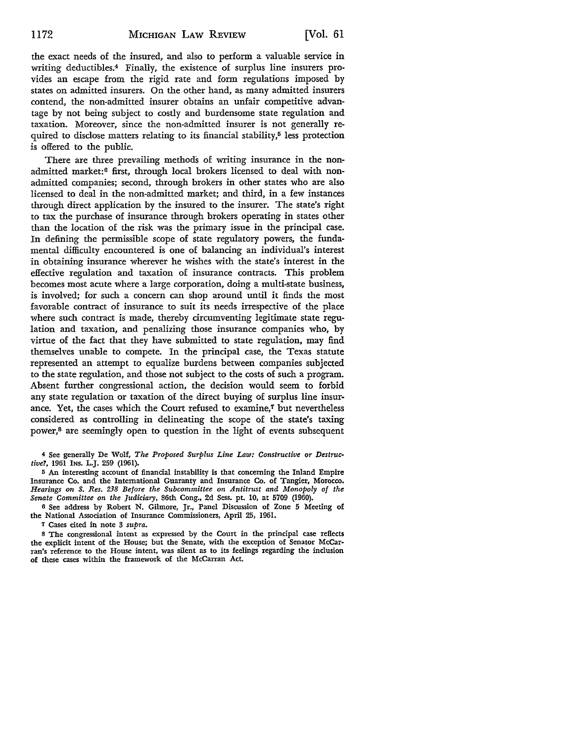the exact needs of the insured, and also to perform a valuable service in writing deductibles.[4] Finally, the existence of surplus line insurers provides an escape from the rigid rate and form regulations imposed by states on admitted insurers. On the other hand, as many admitted insurers contend, the non-admitted insurer obtains an unfair competitive advantage by not being subject to costly and burdensome state regulation and taxation. Moreover, since the non-admitted insurer is not generally required to disclose matters relating to its financial stability,[5] less protection is offered to the public.

There are three prevailing methods of writing insurance in the non-admitted market:[6] first, through local brokers licensed to deal with non-admitted companies; second, through brokers in other states who are also licensed to deal in the non-admitted market; and third, in a few instances through direct application by the insured to the insurer. The state's right to tax the purchase of insurance through brokers operating in states other than the location of the risk was the primary issue in the principal case. In defining the permissible scope of state regulatory powers, the fundamental difficulty encountered is one of balancing an individual's interest in obtaining insurance wherever he wishes with the state's interest in the effective regulation and taxation of insurance contracts. This problem becomes most acute where a large corporation, doing a multi-state business, is involved; for such a concern can shop around until it finds the most favorable contract of insurance to suit its needs irrespective of the place where such contract is made, thereby circumventing legitimate state regulation and taxation, and penalizing those insurance companies who, by virtue of the fact that they have submitted to state regulation, may find themselves unable to compete. In the principal case, the Texas statute represented an attempt to equalize burdens between companies subjected to the state regulation, and those not subject to the costs of such a program. Absent further congressional action, the decision would seem to forbid any state regulation or taxation of the direct buying of surplus line insurance. Yet, the cases which the Court refused to examine,[7] but nevertheless considered as controlling in delineating the scope of the state's taxing power,[8] are seemingly open to question in the light of events subsequent

[4] See generally De Wolf, *The Proposed Surplus Line Law: Constructive or Destructive?*, 1961 Ins. L.J. 259 (1961).

[5] An interesting account of financial instability is that concerning the Inland Empire Insurance Co. and the International Guaranty and Insurance Co. of Tangier, Morocco. *Hearings on S. Res. 238 Before the Subcommittee on Antitrust and Monopoly of the Senate Committee on the Judiciary*, 86th Cong., 2d Sess. pt. 10, at 5709 (1960).

[6] See address by Robert N. Gilmore, Jr., Panel Discussion of Zone 5 Meeting of the National Association of Insurance Commissioners, April 25, 1961.

[7] Cases cited in note 3 *supra*.

[8] The congressional intent as expressed by the Court in the principal case reflects the explicit intent of the House; but the Senate, with the exception of Senator McCarran's reference to the House intent, was silent as to its feelings regarding the inclusion of these cases within the framework of the McCarran Act.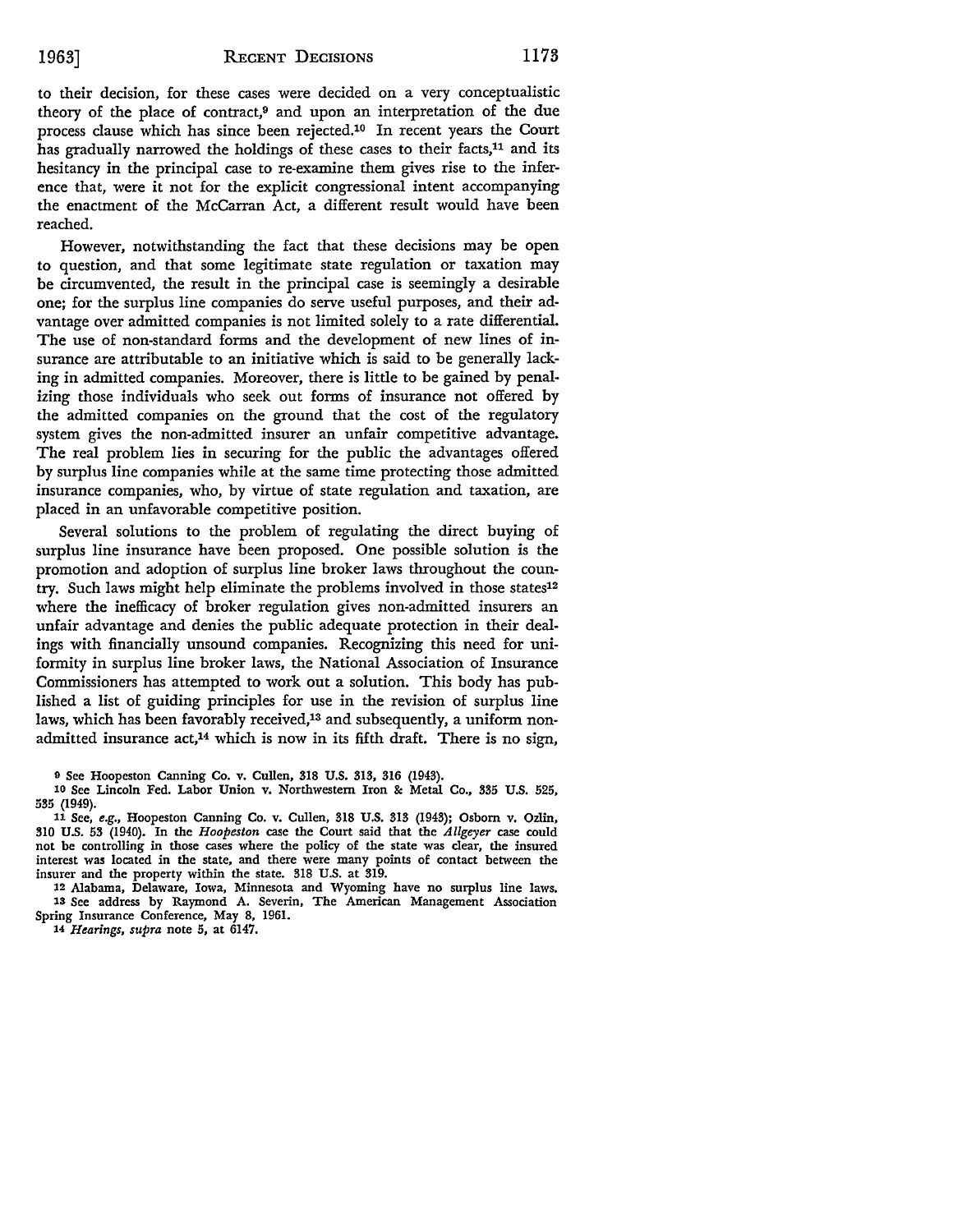to their decision, for these cases were decided on a very conceptualistic theory of the place of contract,[9] and upon an interpretation of the due process clause which has since been rejected.[10] In recent years the Court has gradually narrowed the holdings of these cases to their facts,[11] and its hesitancy in the principal case to re-examine them gives rise to the inference that, were it not for the explicit congressional intent accompanying the enactment of the McCarran Act, a different result would have been reached.

However, notwithstanding the fact that these decisions may be open to question, and that some legitimate state regulation or taxation may be circumvented, the result in the principal case is seemingly a desirable one; for the surplus line companies do serve useful purposes, and their advantage over admitted companies is not limited solely to a rate differential. The use of non-standard forms and the development of new lines of insurance are attributable to an initiative which is said to be generally lacking in admitted companies. Moreover, there is little to be gained by penalizing those individuals who seek out forms of insurance not offered by the admitted companies on the ground that the cost of the regulatory system gives the non-admitted insurer an unfair competitive advantage. The real problem lies in securing for the public the advantages offered by surplus line companies while at the same time protecting those admitted insurance companies, who, by virtue of state regulation and taxation, are placed in an unfavorable competitive position.

Several solutions to the problem of regulating the direct buying of surplus line insurance have been proposed. One possible solution is the promotion and adoption of surplus line broker laws throughout the country. Such laws might help eliminate the problems involved in those states[12] where the inefficacy of broker regulation gives non-admitted insurers an unfair advantage and denies the public adequate protection in their dealings with financially unsound companies. Recognizing this need for uniformity in surplus line broker laws, the National Association of Insurance Commissioners has attempted to work out a solution. This body has published a list of guiding principles for use in the revision of surplus line laws, which has been favorably received,[13] and subsequently, a uniform non-admitted insurance act,[14] which is now in its fifth draft. There is no sign,

---

[9] See Hoopeston Canning Co. v. Cullen, 318 U.S. 313, 316 (1943).

[10] See Lincoln Fed. Labor Union v. Northwestern Iron & Metal Co., 335 U.S. 525, 535 (1949).

[11] See, *e.g.*, Hoopeston Canning Co. v. Cullen, 318 U.S. 313 (1943); Osborn v. Ozlin, 310 U.S. 53 (1940). In the *Hoopeston* case the Court said that the *Allgeyer* case could not be controlling in those cases where the policy of the state was clear, the insured interest was located in the state, and there were many points of contact between the insurer and the property within the state. 318 U.S. at 319.

[12] Alabama, Delaware, Iowa, Minnesota and Wyoming have no surplus line laws.

[13] See address by Raymond A. Severin, The American Management Association Spring Insurance Conference, May 8, 1961.

[14] *Hearings, supra* note 5, at 6147.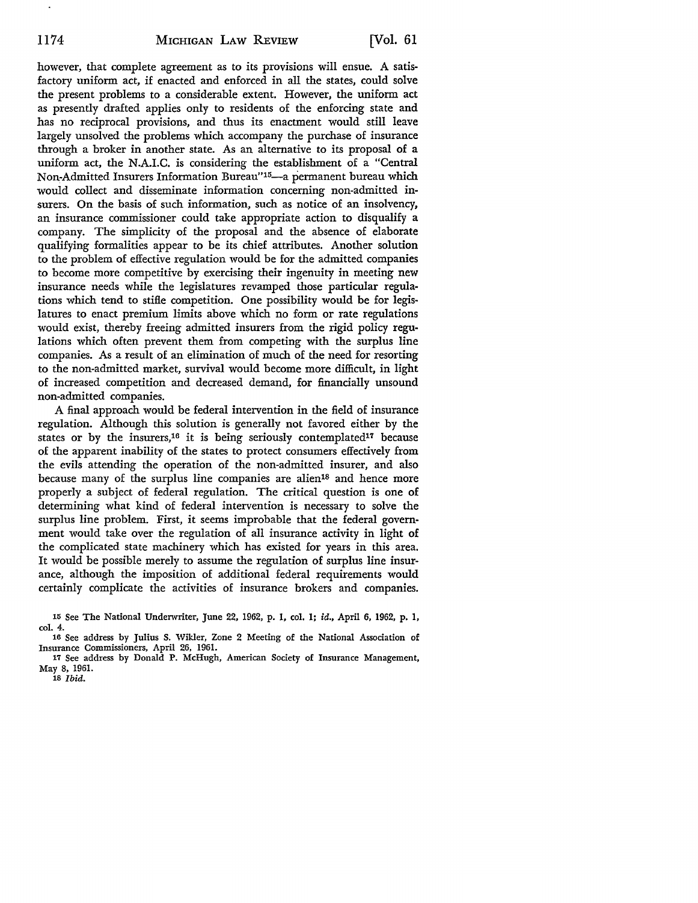however, that complete agreement as to its provisions will ensue. A satisfactory uniform act, if enacted and enforced in all the states, could solve the present problems to a considerable extent. However, the uniform act as presently drafted applies only to residents of the enforcing state and has no reciprocal provisions, and thus its enactment would still leave largely unsolved the problems which accompany the purchase of insurance through a broker in another state. As an alternative to its proposal of a uniform act, the N.A.I.C. is considering the establishment of a "Central Non-Admitted Insurers Information Bureau"[15]—a permanent bureau which would collect and disseminate information concerning non-admitted insurers. On the basis of such information, such as notice of an insolvency, an insurance commissioner could take appropriate action to disqualify a company. The simplicity of the proposal and the absence of elaborate qualifying formalities appear to be its chief attributes. Another solution to the problem of effective regulation would be for the admitted companies to become more competitive by exercising their ingenuity in meeting new insurance needs while the legislatures revamped those particular regulations which tend to stifle competition. One possibility would be for legislatures to enact premium limits above which no form or rate regulations would exist, thereby freeing admitted insurers from the rigid policy regulations which often prevent them from competing with the surplus line companies. As a result of an elimination of much of the need for resorting to the non-admitted market, survival would become more difficult, in light of increased competition and decreased demand, for financially unsound non-admitted companies.

A final approach would be federal intervention in the field of insurance regulation. Although this solution is generally not favored either by the states or by the insurers,[16] it is being seriously contemplated[17] because of the apparent inability of the states to protect consumers effectively from the evils attending the operation of the non-admitted insurer, and also because many of the surplus line companies are alien[18] and hence more properly a subject of federal regulation. The critical question is one of determining what kind of federal intervention is necessary to solve the surplus line problem. First, it seems improbable that the federal government would take over the regulation of all insurance activity in light of the complicated state machinery which has existed for years in this area. It would be possible merely to assume the regulation of surplus line insurance, although the imposition of additional federal requirements would certainly complicate the activities of insurance brokers and companies.

[15] See The National Underwriter, June 22, 1962, p. 1, col. 1; *id.*, April 6, 1962, p. 1, col. 4.

[16] See address by Julius S. Wikler, Zone 2 Meeting of the National Association of Insurance Commissioners, April 26, 1961.

[17] See address by Donald P. McHugh, American Society of Insurance Management, May 8, 1961.

[18] *Ibid.*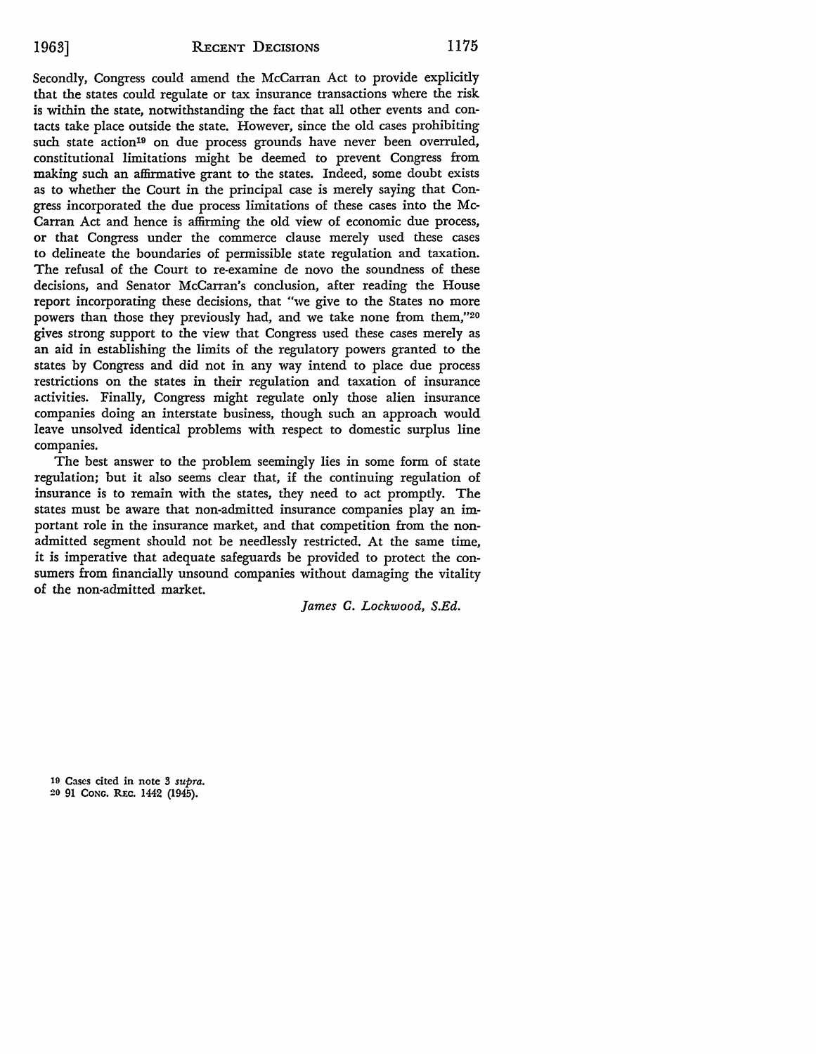Secondly, Congress could amend the McCarran Act to provide explicitly that the states could regulate or tax insurance transactions where the risk is within the state, notwithstanding the fact that all other events and contacts take place outside the state. However, since the old cases prohibiting such state action[19] on due process grounds have never been overruled, constitutional limitations might be deemed to prevent Congress from making such an affirmative grant to the states. Indeed, some doubt exists as to whether the Court in the principal case is merely saying that Congress incorporated the due process limitations of these cases into the McCarran Act and hence is affirming the old view of economic due process, or that Congress under the commerce clause merely used these cases to delineate the boundaries of permissible state regulation and taxation. The refusal of the Court to re-examine de novo the soundness of these decisions, and Senator McCarran's conclusion, after reading the House report incorporating these decisions, that "we give to the States no more powers than those they previously had, and we take none from them,"[20] gives strong support to the view that Congress used these cases merely as an aid in establishing the limits of the regulatory powers granted to the states by Congress and did not in any way intend to place due process restrictions on the states in their regulation and taxation of insurance activities. Finally, Congress might regulate only those alien insurance companies doing an interstate business, though such an approach would leave unsolved identical problems with respect to domestic surplus line companies.

The best answer to the problem seemingly lies in some form of state regulation; but it also seems clear that, if the continuing regulation of insurance is to remain with the states, they need to act promptly. The states must be aware that non-admitted insurance companies play an important role in the insurance market, and that competition from the non-admitted segment should not be needlessly restricted. At the same time, it is imperative that adequate safeguards be provided to protect the consumers from financially unsound companies without damaging the vitality of the non-admitted market.

*James C. Lockwood, S.Ed.*

---

[19] Cases cited in note 3 *supra*.

[20] 91 CONG. REC. 1442 (1945).